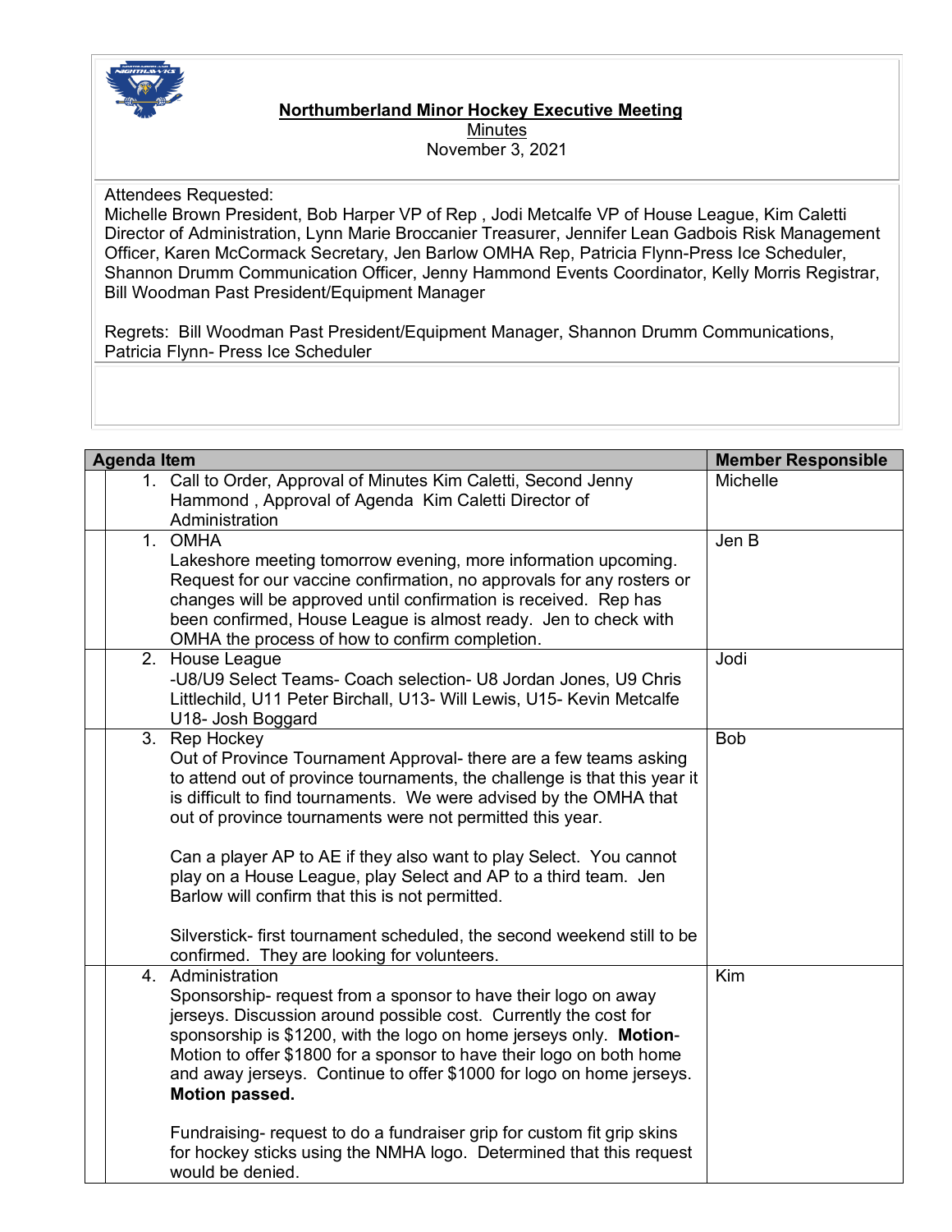**Northumberland Minor Hockey Executive Meeting**

Minutes

November 3, 2021

Attendees Requested:
Michelle Brown President, Bob Harper VP of Rep , Jodi Metcalfe VP of House League, Kim Caletti Director of Administration, Lynn Marie Broccanier Treasurer, Jennifer Lean Gadbois Risk Management Officer, Karen McCormack Secretary, Jen Barlow OMHA Rep, Patricia Flynn-Press Ice Scheduler, Shannon Drumm Communication Officer, Jenny Hammond Events Coordinator, Kelly Morris Registrar, Bill Woodman Past President/Equipment Manager

Regrets: Bill Woodman Past President/Equipment Manager, Shannon Drumm Communications, Patricia Flynn- Press Ice Scheduler

| Agenda Item | Member Responsible |
|---|---|
| 1. Call to Order, Approval of Minutes Kim Caletti, Second Jenny Hammond , Approval of Agenda Kim Caletti Director of Administration | Michelle |
| 1. OMHA<br>Lakeshore meeting tomorrow evening, more information upcoming. Request for our vaccine confirmation, no approvals for any rosters or changes will be approved until confirmation is received. Rep has been confirmed, House League is almost ready. Jen to check with OMHA the process of how to confirm completion. | Jen B |
| 2. House League<br>-U8/U9 Select Teams- Coach selection- U8 Jordan Jones, U9 Chris Littlechild, U11 Peter Birchall, U13- Will Lewis, U15- Kevin Metcalfe U18- Josh Boggard | Jodi |
| 3. Rep Hockey<br>Out of Province Tournament Approval- there are a few teams asking to attend out of province tournaments, the challenge is that this year it is difficult to find tournaments. We were advised by the OMHA that out of province tournaments were not permitted this year.<br><br>Can a player AP to AE if they also want to play Select. You cannot play on a House League, play Select and AP to a third team. Jen Barlow will confirm that this is not permitted.<br><br>Silverstick- first tournament scheduled, the second weekend still to be confirmed. They are looking for volunteers. | Bob |
| 4. Administration<br>Sponsorship- request from a sponsor to have their logo on away jerseys. Discussion around possible cost. Currently the cost for sponsorship is $1200, with the logo on home jerseys only. **Motion**- Motion to offer $1800 for a sponsor to have their logo on both home and away jerseys. Continue to offer $1000 for logo on home jerseys. **Motion passed.**<br><br>Fundraising- request to do a fundraiser grip for custom fit grip skins for hockey sticks using the NMHA logo. Determined that this request would be denied. | Kim |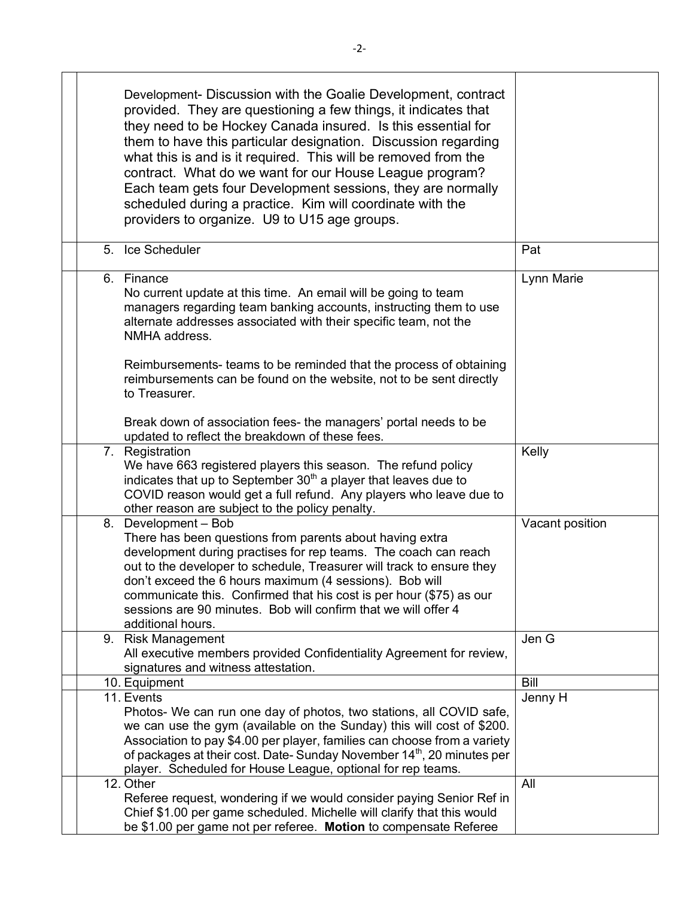| | | |
|---|---|---|
| | Development- Discussion with the Goalie Development, contract provided. They are questioning a few things, it indicates that they need to be Hockey Canada insured. Is this essential for them to have this particular designation. Discussion regarding what this is and is it required. This will be removed from the contract. What do we want for our House League program? Each team gets four Development sessions, they are normally scheduled during a practice. Kim will coordinate with the providers to organize. U9 to U15 age groups. | |
| | 5. Ice Scheduler | Pat |
| | 6. Finance<br>No current update at this time. An email will be going to team managers regarding team banking accounts, instructing them to use alternate addresses associated with their specific team, not the NMHA address.<br><br>Reimbursements- teams to be reminded that the process of obtaining reimbursements can be found on the website, not to be sent directly to Treasurer.<br><br>Break down of association fees- the managers' portal needs to be updated to reflect the breakdown of these fees. | Lynn Marie |
| | 7. Registration<br>We have 663 registered players this season. The refund policy indicates that up to September 30th a player that leaves due to COVID reason would get a full refund. Any players who leave due to other reason are subject to the policy penalty. | Kelly |
| | 8. Development – Bob<br>There has been questions from parents about having extra development during practises for rep teams. The coach can reach out to the developer to schedule, Treasurer will track to ensure they don't exceed the 6 hours maximum (4 sessions). Bob will communicate this. Confirmed that his cost is per hour ($75) as our sessions are 90 minutes. Bob will confirm that we will offer 4 additional hours. | Vacant position |
| | 9. Risk Management<br>All executive members provided Confidentiality Agreement for review, signatures and witness attestation. | Jen G |
| | 10. Equipment | Bill |
| | 11. Events<br>Photos- We can run one day of photos, two stations, all COVID safe, we can use the gym (available on the Sunday) this will cost of $200. Association to pay $4.00 per player, families can choose from a variety of packages at their cost. Date- Sunday November 14th, 20 minutes per player. Scheduled for House League, optional for rep teams. | Jenny H |
| | 12. Other<br>Referee request, wondering if we would consider paying Senior Ref in Chief $1.00 per game scheduled. Michelle will clarify that this would be $1.00 per game not per referee. **Motion** to compensate Referee | All |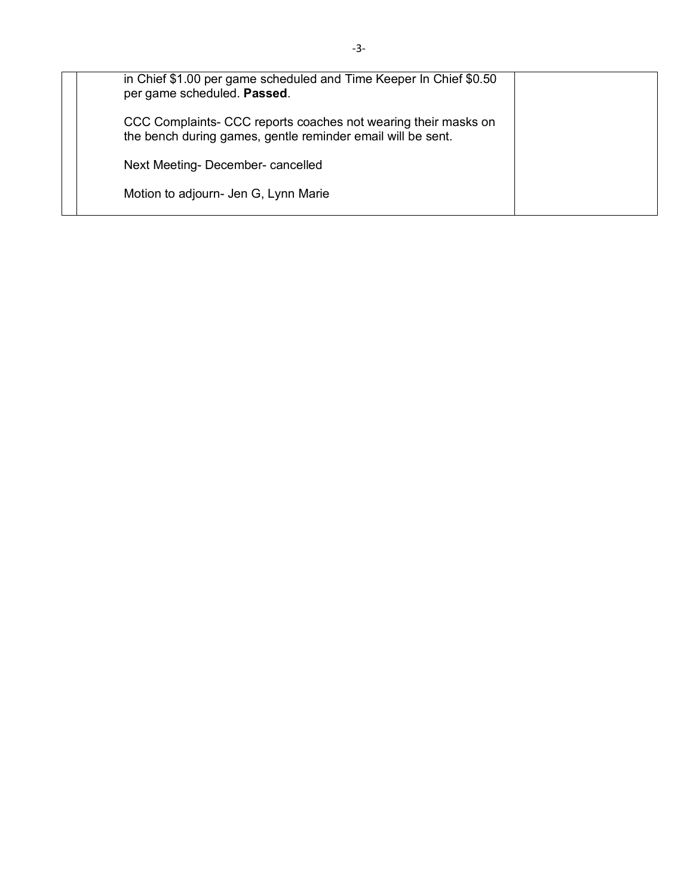| | | |
|---|---|---|
| | in Chief $1.00 per game scheduled and Time Keeper In Chief $0.50 per game scheduled. **Passed**.<br><br>CCC Complaints- CCC reports coaches not wearing their masks on the bench during games, gentle reminder email will be sent.<br><br>Next Meeting- December- cancelled<br><br>Motion to adjourn- Jen G, Lynn Marie | |